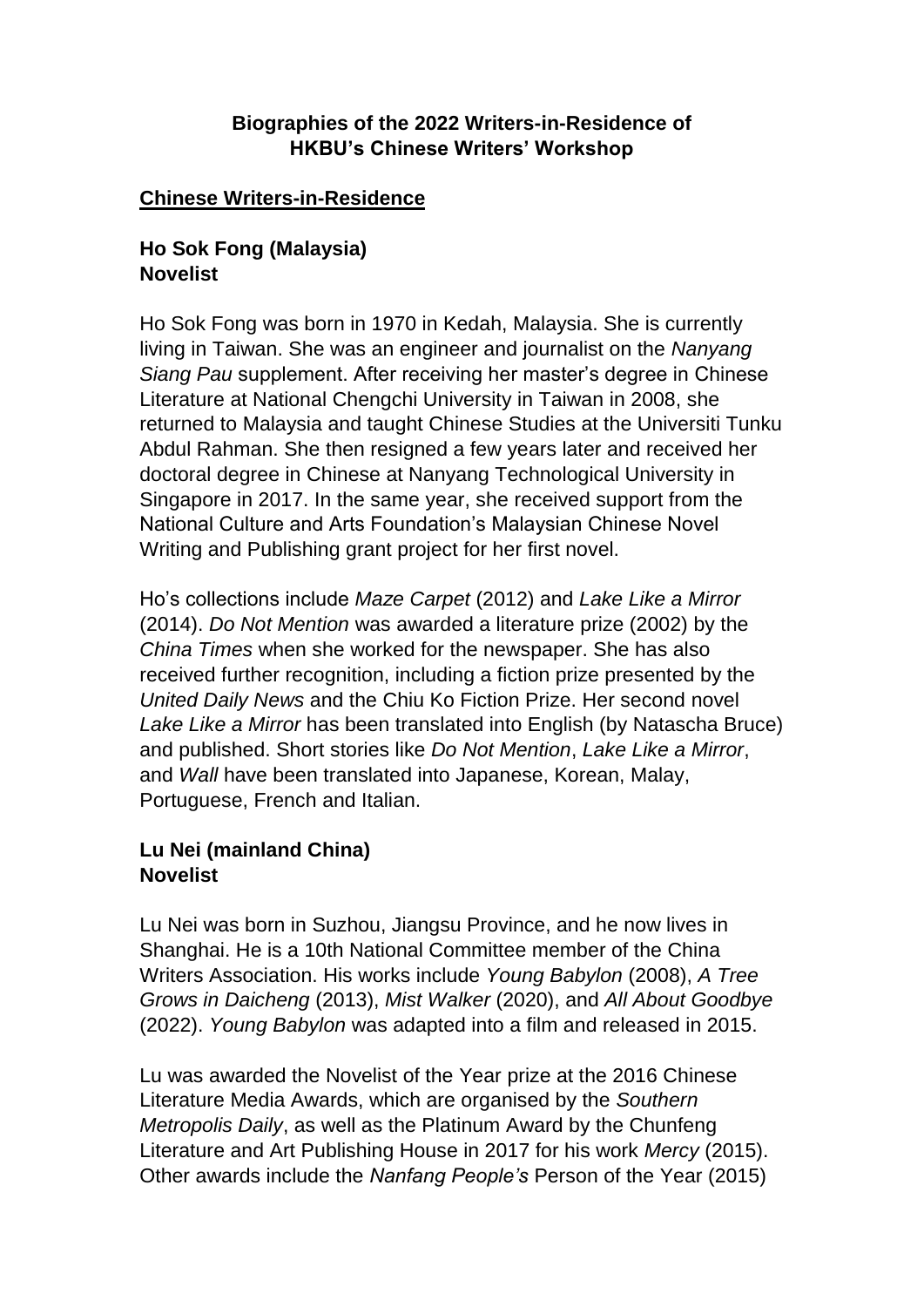# Biographies of the 2022 Writers-in-Residence of HKBU's Chinese Writers' Workshop

## Chinese Writers-in-Residence

### Ho Sok Fong (Malaysia)
### Novelist

Ho Sok Fong was born in 1970 in Kedah, Malaysia. She is currently living in Taiwan. She was an engineer and journalist on the *Nanyang Siang Pau* supplement. After receiving her master's degree in Chinese Literature at National Chengchi University in Taiwan in 2008, she returned to Malaysia and taught Chinese Studies at the Universiti Tunku Abdul Rahman. She then resigned a few years later and received her doctoral degree in Chinese at Nanyang Technological University in Singapore in 2017. In the same year, she received support from the National Culture and Arts Foundation's Malaysian Chinese Novel Writing and Publishing grant project for her first novel.

Ho's collections include *Maze Carpet* (2012) and *Lake Like a Mirror* (2014). *Do Not Mention* was awarded a literature prize (2002) by the *China Times* when she worked for the newspaper. She has also received further recognition, including a fiction prize presented by the *United Daily News* and the Chiu Ko Fiction Prize. Her second novel *Lake Like a Mirror* has been translated into English (by Natascha Bruce) and published. Short stories like *Do Not Mention*, *Lake Like a Mirror*, and *Wall* have been translated into Japanese, Korean, Malay, Portuguese, French and Italian.

### Lu Nei (mainland China)
### Novelist

Lu Nei was born in Suzhou, Jiangsu Province, and he now lives in Shanghai. He is a 10th National Committee member of the China Writers Association. His works include *Young Babylon* (2008), *A Tree Grows in Daicheng* (2013), *Mist Walker* (2020), and *All About Goodbye* (2022). *Young Babylon* was adapted into a film and released in 2015.

Lu was awarded the Novelist of the Year prize at the 2016 Chinese Literature Media Awards, which are organised by the *Southern Metropolis Daily*, as well as the Platinum Award by the Chunfeng Literature and Art Publishing House in 2017 for his work *Mercy* (2015). Other awards include the *Nanfang People's* Person of the Year (2015)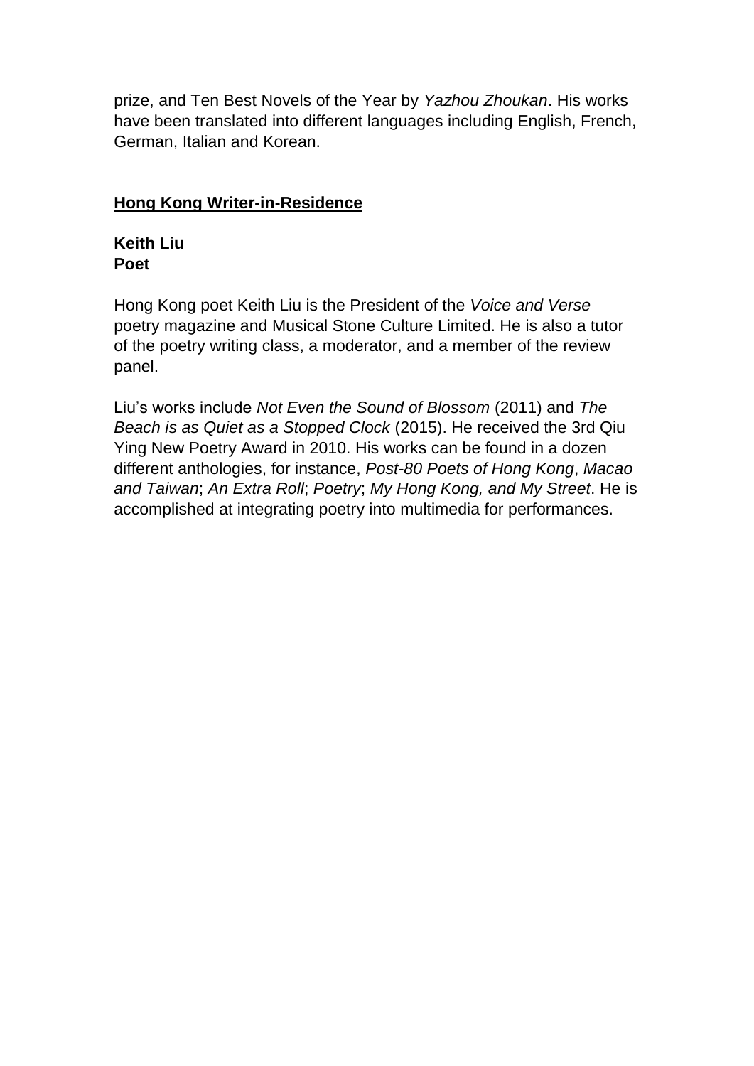prize, and Ten Best Novels of the Year by *Yazhou Zhoukan*. His works have been translated into different languages including English, French, German, Italian and Korean.

## Hong Kong Writer-in-Residence

**Keith Liu**
**Poet**

Hong Kong poet Keith Liu is the President of the *Voice and Verse* poetry magazine and Musical Stone Culture Limited. He is also a tutor of the poetry writing class, a moderator, and a member of the review panel.

Liu's works include *Not Even the Sound of Blossom* (2011) and *The Beach is as Quiet as a Stopped Clock* (2015). He received the 3rd Qiu Ying New Poetry Award in 2010. His works can be found in a dozen different anthologies, for instance, *Post-80 Poets of Hong Kong*, *Macao and Taiwan*; *An Extra Roll*; *Poetry*; *My Hong Kong, and My Street*. He is accomplished at integrating poetry into multimedia for performances.